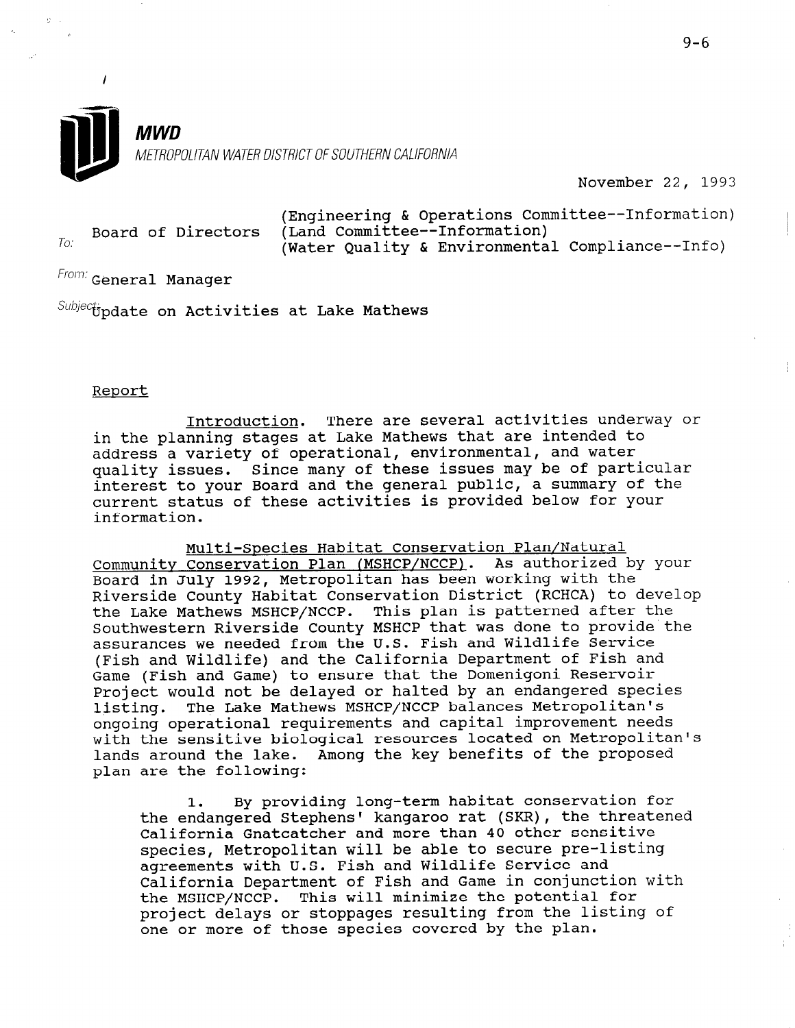**MWD**

METROPOLITAN WATER DISTRICT OF SOUTHERN CALIFORNIA

November 22, 1993

To: Board of Directors (Engineering & Operations Committee--Information)
(Land Committee--Information)
(Water Quality & Environmental Compliance--Info)

From: General Manager

Subject: Update on Activities at Lake Mathews

## Report

Introduction. There are several activities underway or in the planning stages at Lake Mathews that are intended to address a variety of operational, environmental, and water quality issues. Since many of these issues may be of particular interest to your Board and the general public, a summary of the current status of these activities is provided below for your information.

Multi-Species Habitat Conservation Plan/Natural Community Conservation Plan (MSHCP/NCCP). As authorized by your Board in July 1992, Metropolitan has been working with the Riverside County Habitat Conservation District (RCHCA) to develop the Lake Mathews MSHCP/NCCP. This plan is patterned after the Southwestern Riverside County MSHCP that was done to provide the assurances we needed from the U.S. Fish and Wildlife Service (Fish and Wildlife) and the California Department of Fish and Game (Fish and Game) to ensure that the Domenigoni Reservoir Project would not be delayed or halted by an endangered species listing. The Lake Mathews MSHCP/NCCP balances Metropolitan's ongoing operational requirements and capital improvement needs with the sensitive biological resources located on Metropolitan's lands around the lake. Among the key benefits of the proposed plan are the following:

1. By providing long-term habitat conservation for the endangered Stephens' kangaroo rat (SKR), the threatened California Gnatcatcher and more than 40 other sensitive species, Metropolitan will be able to secure pre-listing agreements with U.S. Fish and Wildlife Service and California Department of Fish and Game in conjunction with the MSHCP/NCCP. This will minimize the potential for project delays or stoppages resulting from the listing of one or more of those species covered by the plan.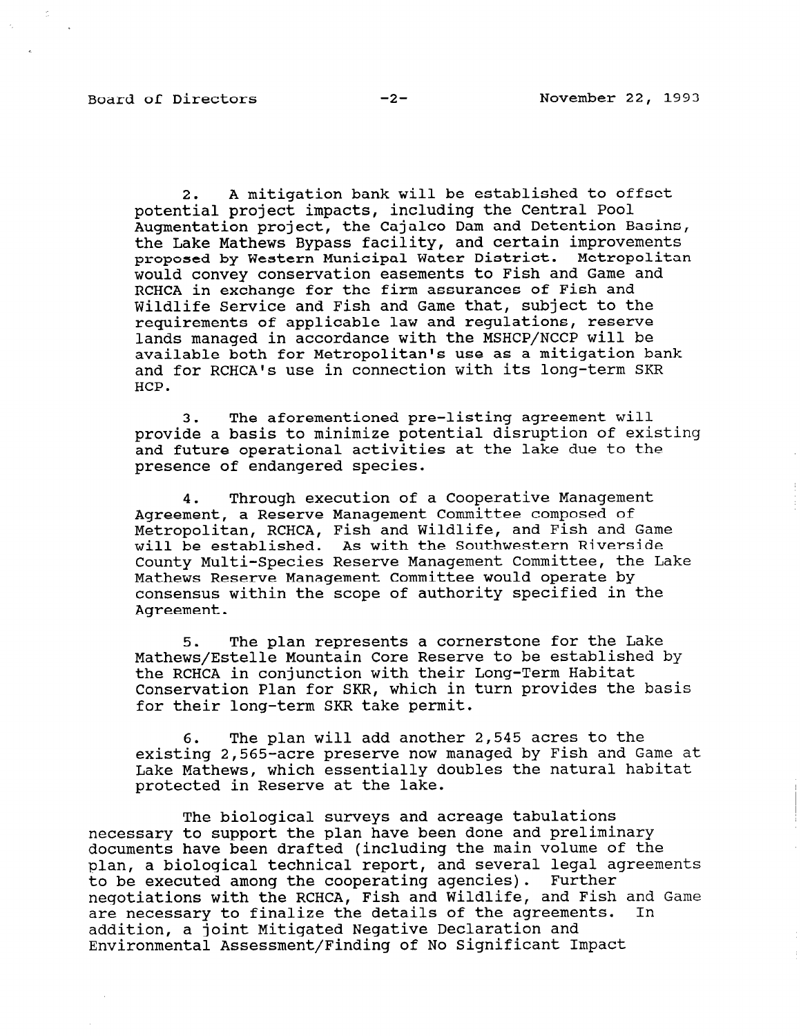2. A mitigation bank will be established to offset potential project impacts, including the Central Pool Augmentation project, the Cajalco Dam and Detention Basins, the Lake Mathews Bypass facility, and certain improvements proposed by Western Municipal Water District. Metropolitan would convey conservation easements to Fish and Game and RCHCA in exchange for the firm assurances of Fish and Wildlife Service and Fish and Game that, subject to the requirements of applicable law and regulations, reserve lands managed in accordance with the MSHCP/NCCP will be available both for Metropolitan's use as a mitigation bank and for RCHCA's use in connection with its long-term SKR HCP.

3. The aforementioned pre-listing agreement will provide a basis to minimize potential disruption of existing and future operational activities at the lake due to the presence of endangered species.

4. Through execution of a Cooperative Management Agreement, a Reserve Management Committee composed of Metropolitan, RCHCA, Fish and Wildlife, and Fish and Game will be established. As with the Southwestern Riverside County Multi-Species Reserve Management Committee, the Lake Mathews Reserve Management Committee would operate by consensus within the scope of authority specified in the Agreement.

5. The plan represents a cornerstone for the Lake Mathews/Estelle Mountain Core Reserve to be established by the RCHCA in conjunction with their Long-Term Habitat Conservation Plan for SKR, which in turn provides the basis for their long-term SKR take permit.

6. The plan will add another 2,545 acres to the existing 2,565-acre preserve now managed by Fish and Game at Lake Mathews, which essentially doubles the natural habitat protected in Reserve at the lake.

The biological surveys and acreage tabulations necessary to support the plan have been done and preliminary documents have been drafted (including the main volume of the plan, a biological technical report, and several legal agreements to be executed among the cooperating agencies). Further negotiations with the RCHCA, Fish and Wildlife, and Fish and Game are necessary to finalize the details of the agreements. In addition, a joint Mitigated Negative Declaration and Environmental Assessment/Finding of No Significant Impact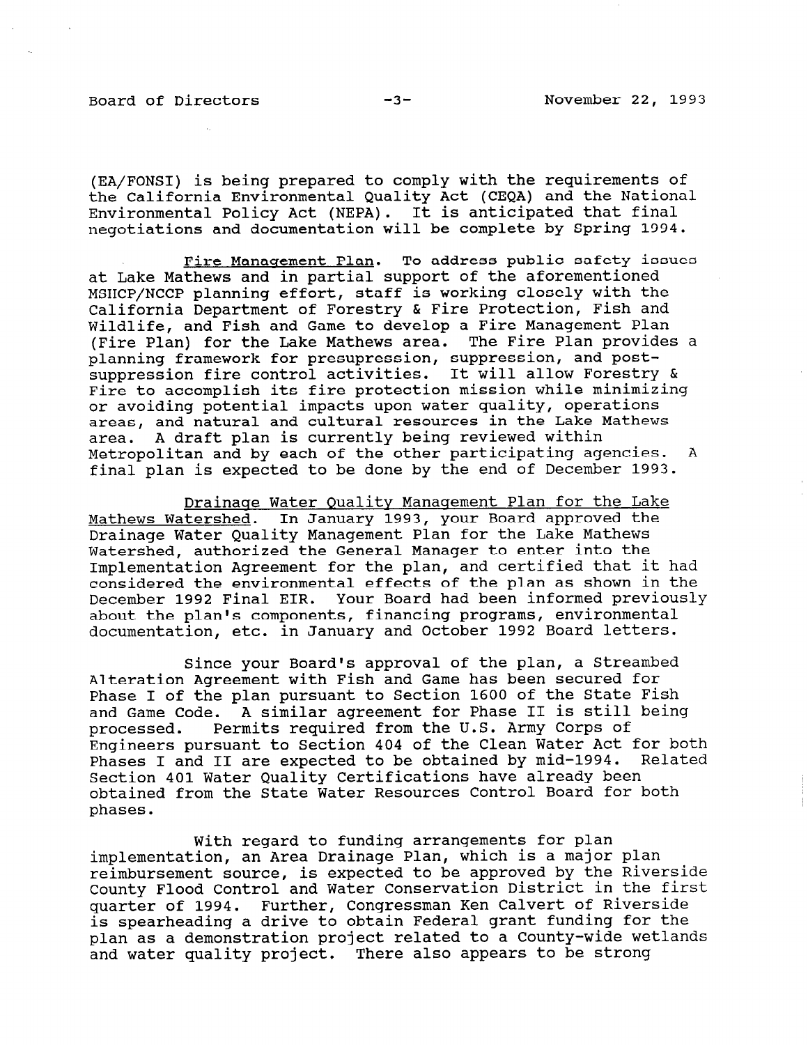(EA/FONSI) is being prepared to comply with the requirements of the California Environmental Quality Act (CEQA) and the National Environmental Policy Act (NEPA). It is anticipated that final negotiations and documentation will be complete by Spring 1994.

<u>Fire Management Plan</u>. To address public safety issues at Lake Mathews and in partial support of the aforementioned MSHCP/NCCP planning effort, staff is working closely with the California Department of Forestry & Fire Protection, Fish and Wildlife, and Fish and Game to develop a Fire Management Plan (Fire Plan) for the Lake Mathews area. The Fire Plan provides a planning framework for presupression, suppression, and post-suppression fire control activities. It will allow Forestry & Fire to accomplish its fire protection mission while minimizing or avoiding potential impacts upon water quality, operations areas, and natural and cultural resources in the Lake Mathews area. A draft plan is currently being reviewed within Metropolitan and by each of the other participating agencies. A final plan is expected to be done by the end of December 1993.

<u>Drainage Water Quality Management Plan for the Lake Mathews Watershed</u>. In January 1993, your Board approved the Drainage Water Quality Management Plan for the Lake Mathews Watershed, authorized the General Manager to enter into the Implementation Agreement for the plan, and certified that it had considered the environmental effects of the plan as shown in the December 1992 Final EIR. Your Board had been informed previously about the plan's components, financing programs, environmental documentation, etc. in January and October 1992 Board letters.

Since your Board's approval of the plan, a Streambed Alteration Agreement with Fish and Game has been secured for Phase I of the plan pursuant to Section 1600 of the State Fish and Game Code. A similar agreement for Phase II is still being processed. Permits required from the U.S. Army Corps of Engineers pursuant to Section 404 of the Clean Water Act for both Phases I and II are expected to be obtained by mid-1994. Related Section 401 Water Quality Certifications have already been obtained from the State Water Resources Control Board for both phases.

With regard to funding arrangements for plan implementation, an Area Drainage Plan, which is a major plan reimbursement source, is expected to be approved by the Riverside County Flood Control and Water Conservation District in the first quarter of 1994. Further, Congressman Ken Calvert of Riverside is spearheading a drive to obtain Federal grant funding for the plan as a demonstration project related to a County-wide wetlands and water quality project. There also appears to be strong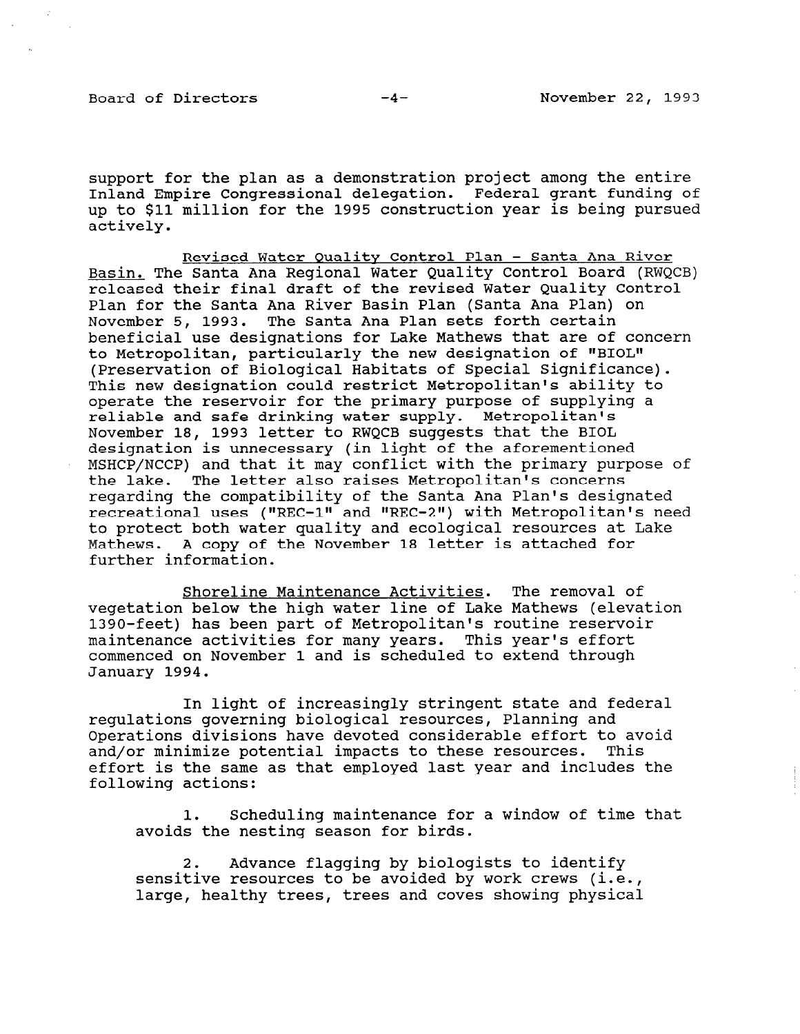support for the plan as a demonstration project among the entire Inland Empire Congressional delegation. Federal grant funding of up to $11 million for the 1995 construction year is being pursued actively.

Revised Water Quality Control Plan - Santa Ana River Basin. The Santa Ana Regional Water Quality Control Board (RWQCB) released their final draft of the revised Water Quality Control Plan for the Santa Ana River Basin Plan (Santa Ana Plan) on November 5, 1993. The Santa Ana Plan sets forth certain beneficial use designations for Lake Mathews that are of concern to Metropolitan, particularly the new designation of "BIOL" (Preservation of Biological Habitats of Special Significance). This new designation could restrict Metropolitan's ability to operate the reservoir for the primary purpose of supplying a reliable and safe drinking water supply. Metropolitan's November 18, 1993 letter to RWQCB suggests that the BIOL designation is unnecessary (in light of the aforementioned MSHCP/NCCP) and that it may conflict with the primary purpose of the lake. The letter also raises Metropolitan's concerns regarding the compatibility of the Santa Ana Plan's designated recreational uses ("REC-1" and "REC-2") with Metropolitan's need to protect both water quality and ecological resources at Lake Mathews. A copy of the November 18 letter is attached for further information.

Shoreline Maintenance Activities. The removal of vegetation below the high water line of Lake Mathews (elevation 1390-feet) has been part of Metropolitan's routine reservoir maintenance activities for many years. This year's effort commenced on November 1 and is scheduled to extend through January 1994.

In light of increasingly stringent state and federal regulations governing biological resources, Planning and Operations divisions have devoted considerable effort to avoid and/or minimize potential impacts to these resources. This effort is the same as that employed last year and includes the following actions:

1. Scheduling maintenance for a window of time that avoids the nesting season for birds.

2. Advance flagging by biologists to identify sensitive resources to be avoided by work crews (i.e., large, healthy trees, trees and coves showing physical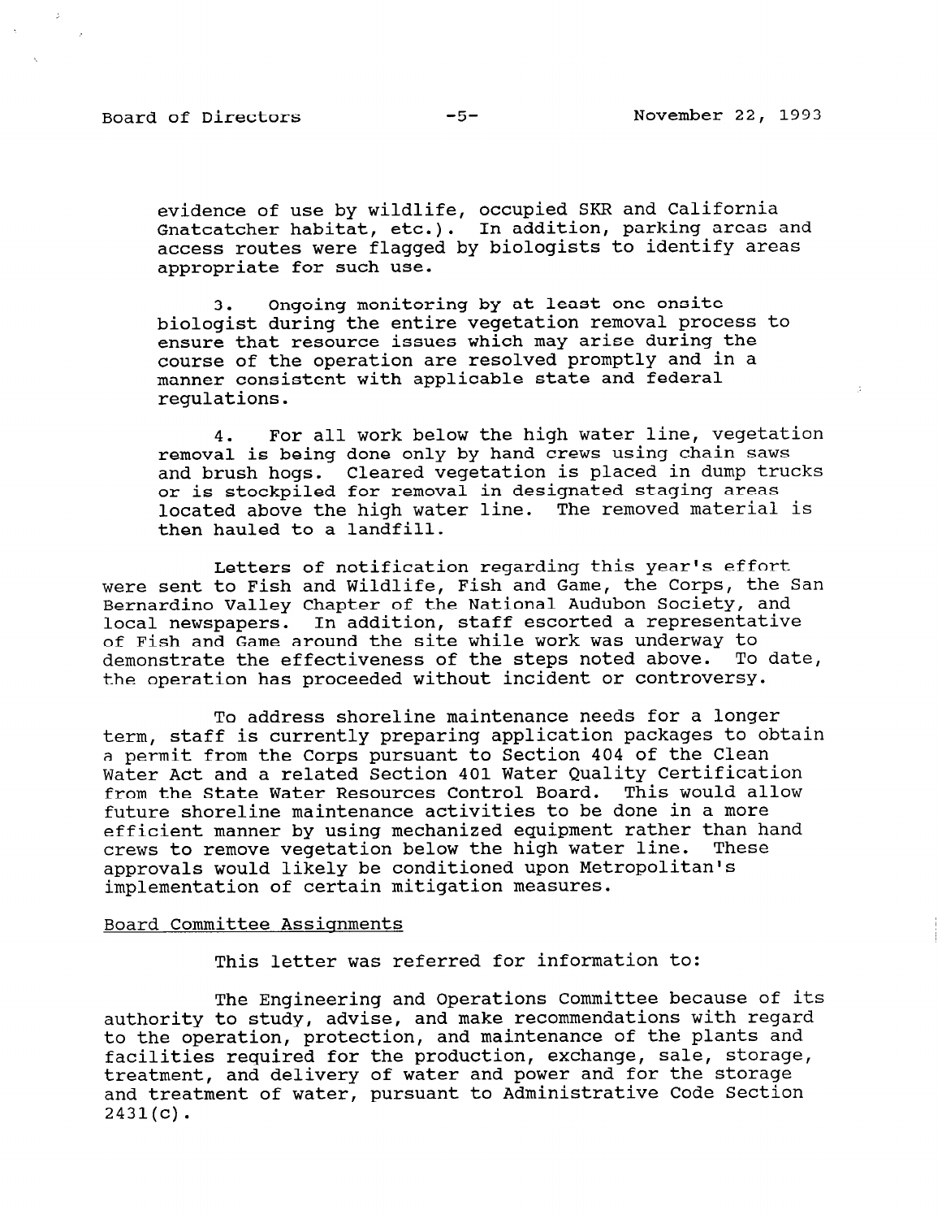evidence of use by wildlife, occupied SKR and California Gnatcatcher habitat, etc.). In addition, parking areas and access routes were flagged by biologists to identify areas appropriate for such use.

3. Ongoing monitoring by at least one onsite biologist during the entire vegetation removal process to ensure that resource issues which may arise during the course of the operation are resolved promptly and in a manner consistent with applicable state and federal regulations.

4. For all work below the high water line, vegetation removal is being done only by hand crews using chain saws and brush hogs. Cleared vegetation is placed in dump trucks or is stockpiled for removal in designated staging areas located above the high water line. The removed material is then hauled to a landfill.

Letters of notification regarding this year's effort were sent to Fish and Wildlife, Fish and Game, the Corps, the San Bernardino Valley Chapter of the National Audubon Society, and local newspapers. In addition, staff escorted a representative of Fish and Game around the site while work was underway to demonstrate the effectiveness of the steps noted above. To date, the operation has proceeded without incident or controversy.

To address shoreline maintenance needs for a longer term, staff is currently preparing application packages to obtain a permit from the Corps pursuant to Section 404 of the Clean Water Act and a related Section 401 Water Quality Certification from the State Water Resources Control Board. This would allow future shoreline maintenance activities to be done in a more efficient manner by using mechanized equipment rather than hand crews to remove vegetation below the high water line. These approvals would likely be conditioned upon Metropolitan's implementation of certain mitigation measures.

Board Committee Assignments

This letter was referred for information to:

The Engineering and Operations Committee because of its authority to study, advise, and make recommendations with regard to the operation, protection, and maintenance of the plants and facilities required for the production, exchange, sale, storage, treatment, and delivery of water and power and for the storage and treatment of water, pursuant to Administrative Code Section 2431(c).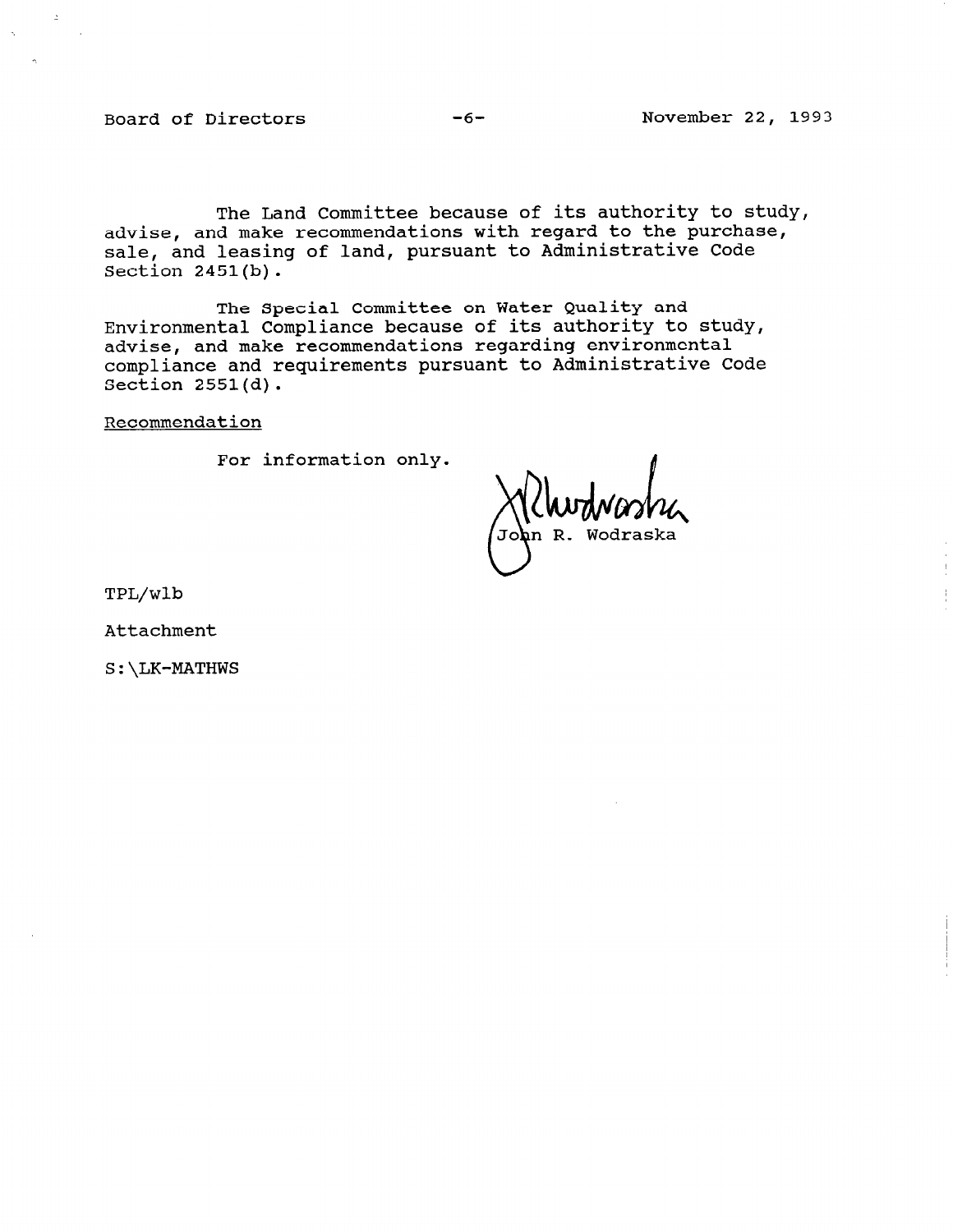The Land Committee because of its authority to study, advise, and make recommendations with regard to the purchase, sale, and leasing of land, pursuant to Administrative Code Section 2451(b).

The Special Committee on Water Quality and Environmental Compliance because of its authority to study, advise, and make recommendations regarding environmental compliance and requirements pursuant to Administrative Code Section 2551(d).

Recommendation

For information only.

John R. Wodraska

TPL/wlb

Attachment

S:\LK-MATHWS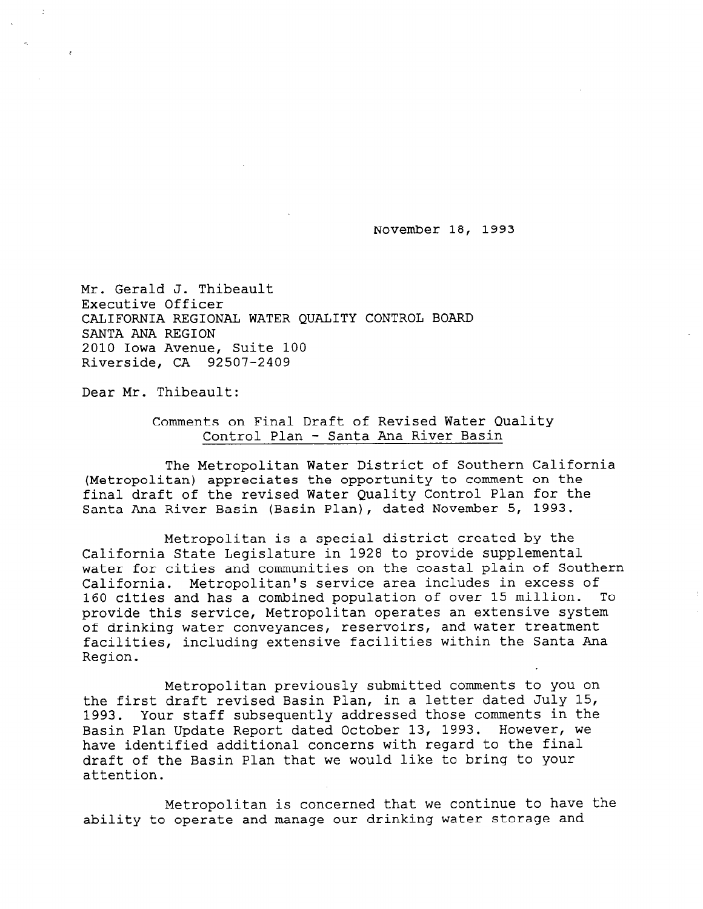November 18, 1993

Mr. Gerald J. Thibeault
Executive Officer
CALIFORNIA REGIONAL WATER QUALITY CONTROL BOARD
SANTA ANA REGION
2010 Iowa Avenue, Suite 100
Riverside, CA 92507-2409

Dear Mr. Thibeault:

Comments on Final Draft of Revised Water Quality Control Plan - Santa Ana River Basin

The Metropolitan Water District of Southern California (Metropolitan) appreciates the opportunity to comment on the final draft of the revised Water Quality Control Plan for the Santa Ana River Basin (Basin Plan), dated November 5, 1993.

Metropolitan is a special district created by the California State Legislature in 1928 to provide supplemental water for cities and communities on the coastal plain of Southern California. Metropolitan's service area includes in excess of 160 cities and has a combined population of over 15 million. To provide this service, Metropolitan operates an extensive system of drinking water conveyances, reservoirs, and water treatment facilities, including extensive facilities within the Santa Ana Region.

Metropolitan previously submitted comments to you on the first draft revised Basin Plan, in a letter dated July 15, 1993. Your staff subsequently addressed those comments in the Basin Plan Update Report dated October 13, 1993. However, we have identified additional concerns with regard to the final draft of the Basin Plan that we would like to bring to your attention.

Metropolitan is concerned that we continue to have the ability to operate and manage our drinking water storage and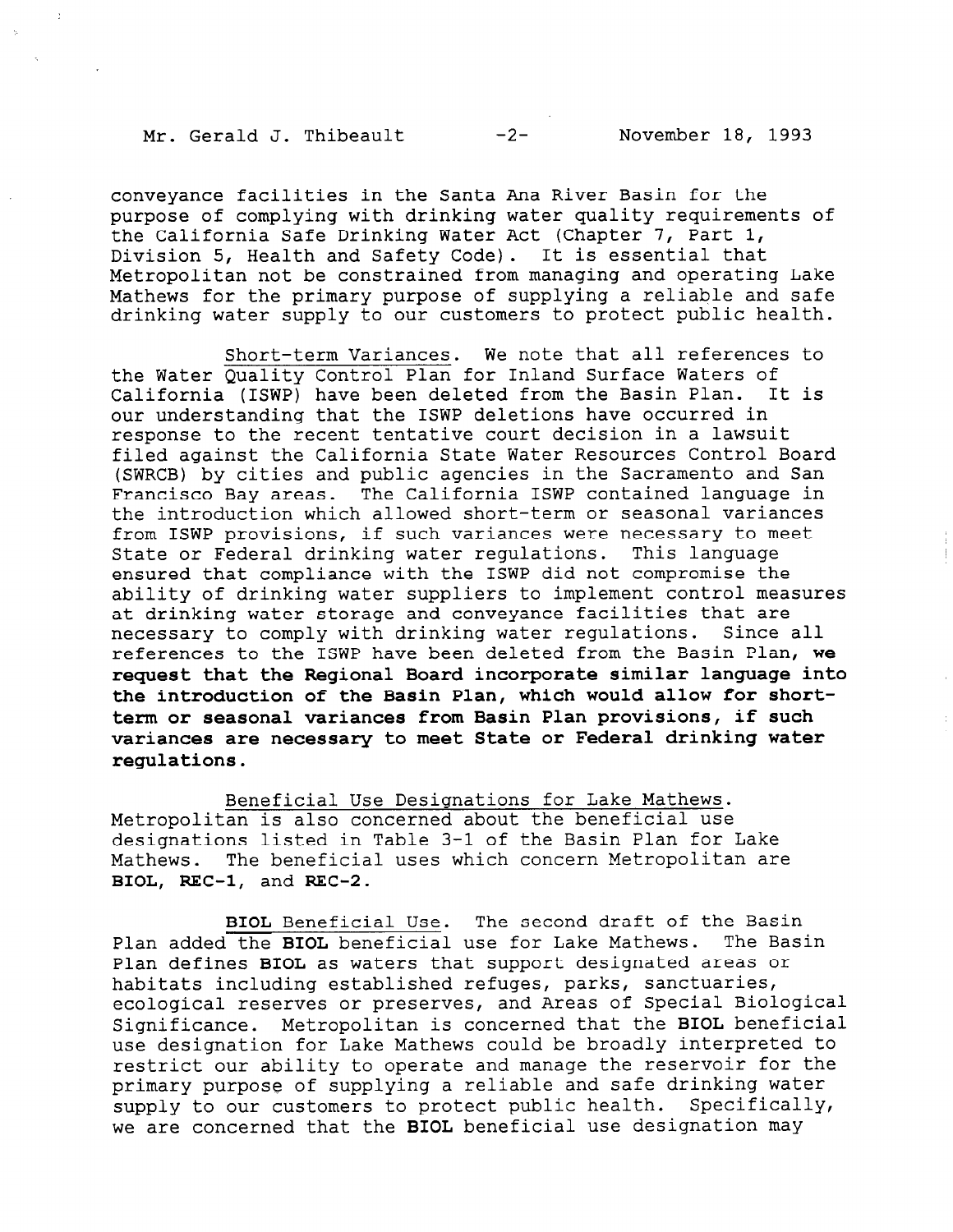conveyance facilities in the Santa Ana River Basin for the purpose of complying with drinking water quality requirements of the California Safe Drinking Water Act (Chapter 7, Part 1, Division 5, Health and Safety Code). It is essential that Metropolitan not be constrained from managing and operating Lake Mathews for the primary purpose of supplying a reliable and safe drinking water supply to our customers to protect public health.

Short-term Variances. We note that all references to the Water Quality Control Plan for Inland Surface Waters of California (ISWP) have been deleted from the Basin Plan. It is our understanding that the ISWP deletions have occurred in response to the recent tentative court decision in a lawsuit filed against the California State Water Resources Control Board (SWRCB) by cities and public agencies in the Sacramento and San Francisco Bay areas. The California ISWP contained language in the introduction which allowed short-term or seasonal variances from ISWP provisions, if such variances were necessary to meet State or Federal drinking water regulations. This language ensured that compliance with the ISWP did not compromise the ability of drinking water suppliers to implement control measures at drinking water storage and conveyance facilities that are necessary to comply with drinking water regulations. Since all references to the ISWP have been deleted from the Basin Plan, **we request that the Regional Board incorporate similar language into the introduction of the Basin Plan, which would allow for short-term or seasonal variances from Basin Plan provisions, if such variances are necessary to meet State or Federal drinking water regulations.**

Beneficial Use Designations for Lake Mathews. Metropolitan is also concerned about the beneficial use designations listed in Table 3-1 of the Basin Plan for Lake Mathews. The beneficial uses which concern Metropolitan are **BIOL**, **REC-1**, and **REC-2**.

**BIOL** Beneficial Use. The second draft of the Basin Plan added the **BIOL** beneficial use for Lake Mathews. The Basin Plan defines **BIOL** as waters that support designated areas or habitats including established refuges, parks, sanctuaries, ecological reserves or preserves, and Areas of Special Biological Significance. Metropolitan is concerned that the **BIOL** beneficial use designation for Lake Mathews could be broadly interpreted to restrict our ability to operate and manage the reservoir for the primary purpose of supplying a reliable and safe drinking water supply to our customers to protect public health. Specifically, we are concerned that the **BIOL** beneficial use designation may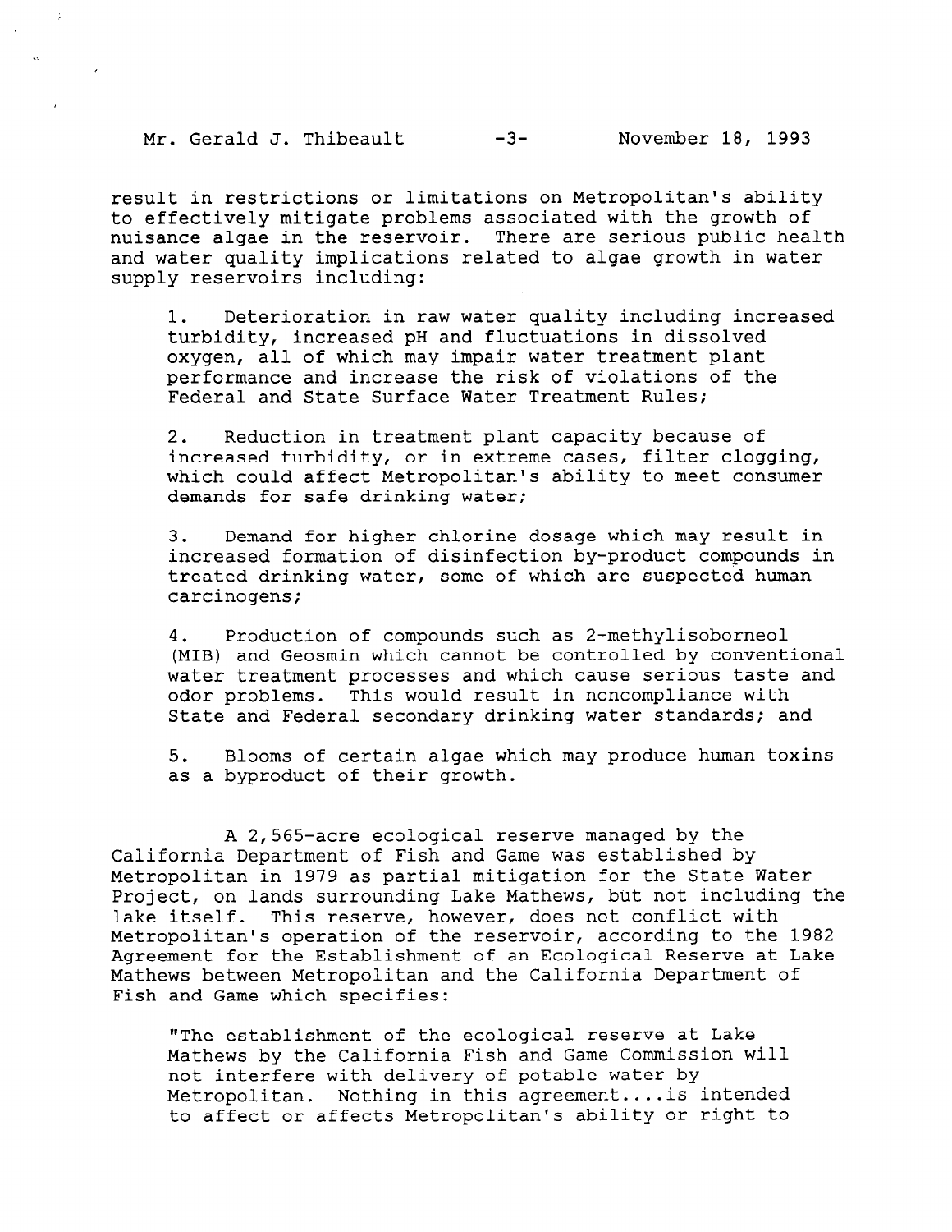result in restrictions or limitations on Metropolitan's ability to effectively mitigate problems associated with the growth of nuisance algae in the reservoir. There are serious public health and water quality implications related to algae growth in water supply reservoirs including:

1. Deterioration in raw water quality including increased turbidity, increased pH and fluctuations in dissolved oxygen, all of which may impair water treatment plant performance and increase the risk of violations of the Federal and State Surface Water Treatment Rules;

2. Reduction in treatment plant capacity because of increased turbidity, or in extreme cases, filter clogging, which could affect Metropolitan's ability to meet consumer demands for safe drinking water;

3. Demand for higher chlorine dosage which may result in increased formation of disinfection by-product compounds in treated drinking water, some of which are suspected human carcinogens;

4. Production of compounds such as 2-methylisoborneol (MIB) and Geosmin which cannot be controlled by conventional water treatment processes and which cause serious taste and odor problems. This would result in noncompliance with State and Federal secondary drinking water standards; and

5. Blooms of certain algae which may produce human toxins as a byproduct of their growth.

A 2,565-acre ecological reserve managed by the California Department of Fish and Game was established by Metropolitan in 1979 as partial mitigation for the State Water Project, on lands surrounding Lake Mathews, but not including the lake itself. This reserve, however, does not conflict with Metropolitan's operation of the reservoir, according to the 1982 Agreement for the Establishment of an Ecological Reserve at Lake Mathews between Metropolitan and the California Department of Fish and Game which specifies:

> "The establishment of the ecological reserve at Lake Mathews by the California Fish and Game Commission will not interfere with delivery of potable water by Metropolitan. Nothing in this agreement....is intended to affect or affects Metropolitan's ability or right to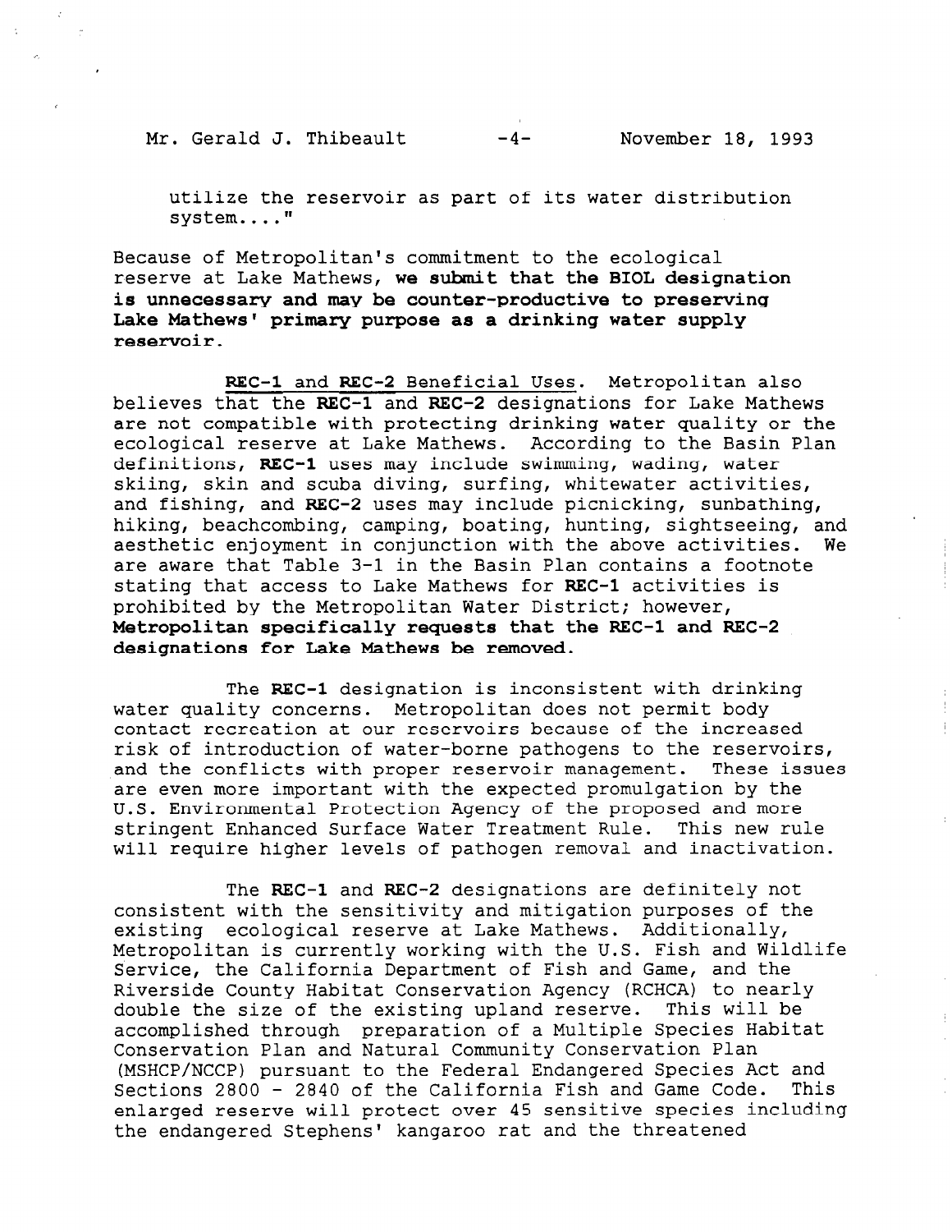utilize the reservoir as part of its water distribution system...."

Because of Metropolitan's commitment to the ecological reserve at Lake Mathews, **we submit that the BIOL designation is unnecessary and may be counter-productive to preserving Lake Mathews' primary purpose as a drinking water supply reservoir.**

<u>**REC-1** and **REC-2** Beneficial Uses</u>. Metropolitan also believes that the **REC-1** and **REC-2** designations for Lake Mathews are not compatible with protecting drinking water quality or the ecological reserve at Lake Mathews. According to the Basin Plan definitions, **REC-1** uses may include swimming, wading, water skiing, skin and scuba diving, surfing, whitewater activities, and fishing, and **REC-2** uses may include picnicking, sunbathing, hiking, beachcombing, camping, boating, hunting, sightseeing, and aesthetic enjoyment in conjunction with the above activities. We are aware that Table 3-1 in the Basin Plan contains a footnote stating that access to Lake Mathews for **REC-1** activities is prohibited by the Metropolitan Water District; however, **Metropolitan specifically requests that the REC-1 and REC-2 designations for Lake Mathews be removed.**

The **REC-1** designation is inconsistent with drinking water quality concerns. Metropolitan does not permit body contact recreation at our reservoirs because of the increased risk of introduction of water-borne pathogens to the reservoirs, and the conflicts with proper reservoir management. These issues are even more important with the expected promulgation by the U.S. Environmental Protection Agency of the proposed and more stringent Enhanced Surface Water Treatment Rule. This new rule will require higher levels of pathogen removal and inactivation.

The **REC-1** and **REC-2** designations are definitely not consistent with the sensitivity and mitigation purposes of the existing ecological reserve at Lake Mathews. Additionally, Metropolitan is currently working with the U.S. Fish and Wildlife Service, the California Department of Fish and Game, and the Riverside County Habitat Conservation Agency (RCHCA) to nearly double the size of the existing upland reserve. This will be accomplished through preparation of a Multiple Species Habitat Conservation Plan and Natural Community Conservation Plan (MSHCP/NCCP) pursuant to the Federal Endangered Species Act and Sections 2800 - 2840 of the California Fish and Game Code. This enlarged reserve will protect over 45 sensitive species including the endangered Stephens' kangaroo rat and the threatened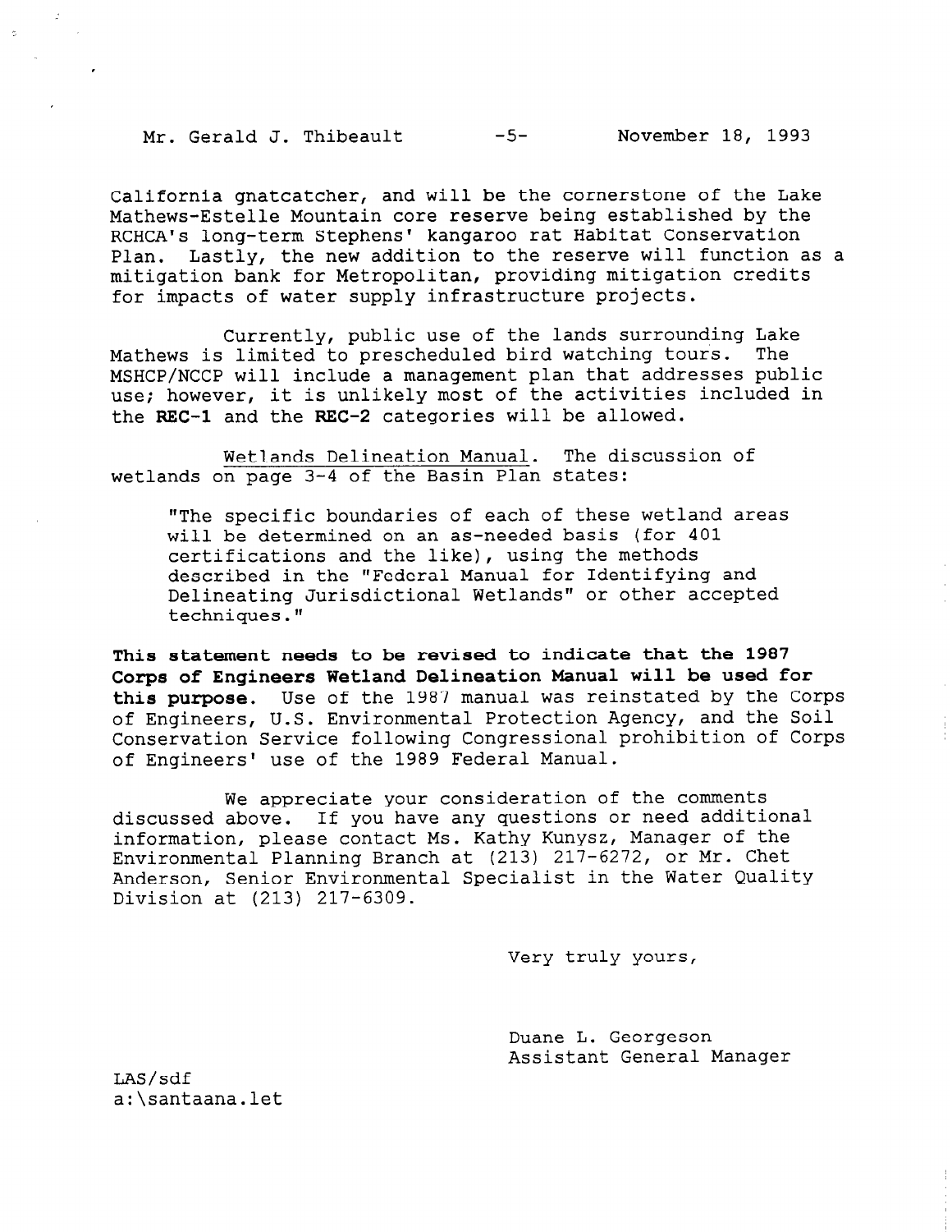California gnatcatcher, and will be the cornerstone of the Lake Mathews-Estelle Mountain core reserve being established by the RCHCA's long-term Stephens' kangaroo rat Habitat Conservation Plan. Lastly, the new addition to the reserve will function as a mitigation bank for Metropolitan, providing mitigation credits for impacts of water supply infrastructure projects.

Currently, public use of the lands surrounding Lake Mathews is limited to prescheduled bird watching tours. The MSHCP/NCCP will include a management plan that addresses public use; however, it is unlikely most of the activities included in the **REC-1** and the **REC-2** categories will be allowed.

Wetlands Delineation Manual. The discussion of wetlands on page 3-4 of the Basin Plan states:

> "The specific boundaries of each of these wetland areas will be determined on an as-needed basis (for 401 certifications and the like), using the methods described in the "Federal Manual for Identifying and Delineating Jurisdictional Wetlands" or other accepted techniques."

**This statement needs to be revised to indicate that the 1987 Corps of Engineers Wetland Delineation Manual will be used for this purpose.** Use of the 1987 manual was reinstated by the Corps of Engineers, U.S. Environmental Protection Agency, and the Soil Conservation Service following Congressional prohibition of Corps of Engineers' use of the 1989 Federal Manual.

We appreciate your consideration of the comments discussed above. If you have any questions or need additional information, please contact Ms. Kathy Kunysz, Manager of the Environmental Planning Branch at (213) 217-6272, or Mr. Chet Anderson, Senior Environmental Specialist in the Water Quality Division at (213) 217-6309.

Very truly yours,

Duane L. Georgeson
Assistant General Manager

LAS/sdf
a:\santaana.let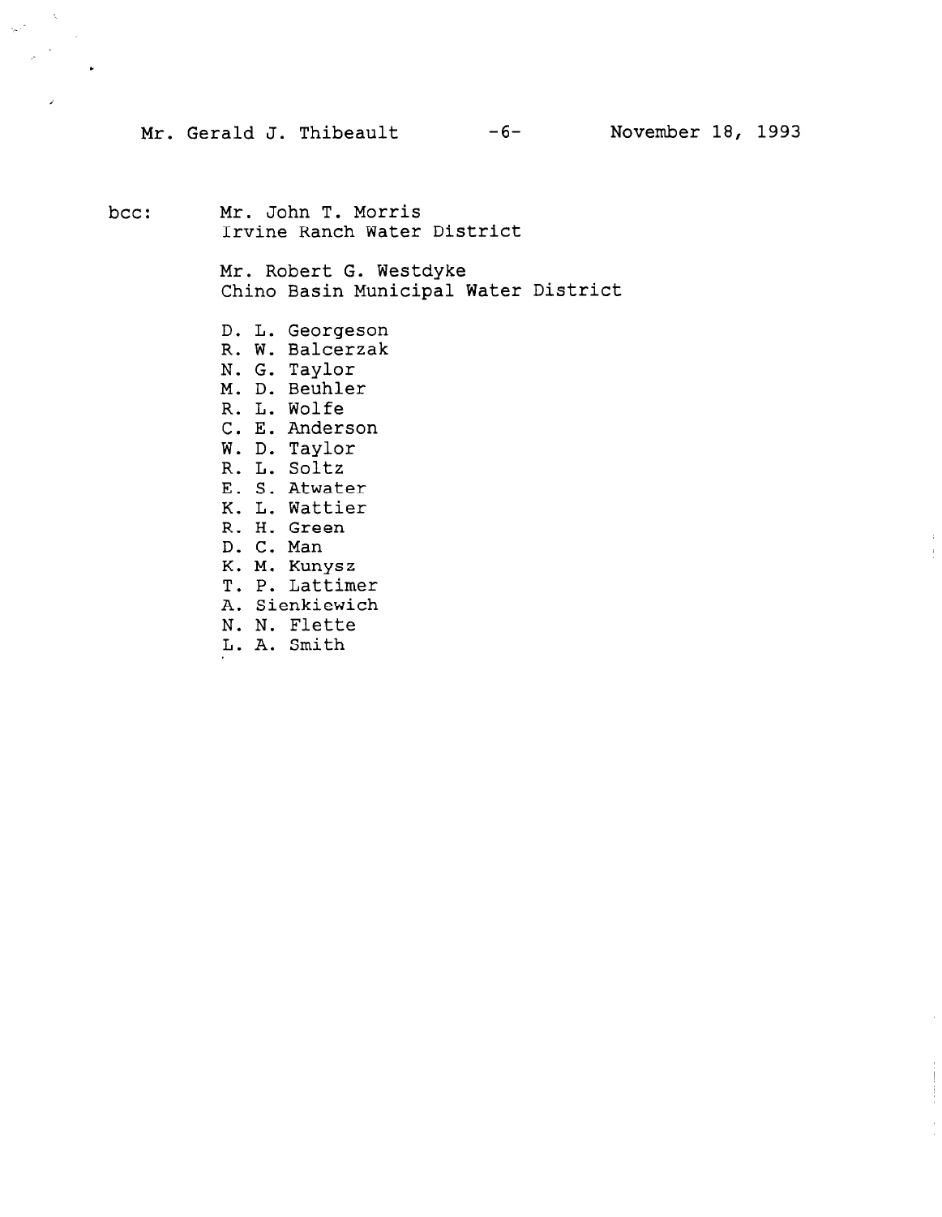bcc: Mr. John T. Morris
Irvine Ranch Water District

Mr. Robert G. Westdyke
Chino Basin Municipal Water District

D. L. Georgeson
R. W. Balcerzak
N. G. Taylor
M. D. Beuhler
R. L. Wolfe
C. E. Anderson
W. D. Taylor
R. L. Soltz
E. S. Atwater
K. L. Wattier
R. H. Green
D. C. Man
K. M. Kunysz
T. P. Lattimer
A. Sienkiewich
N. N. Flette
L. A. Smith